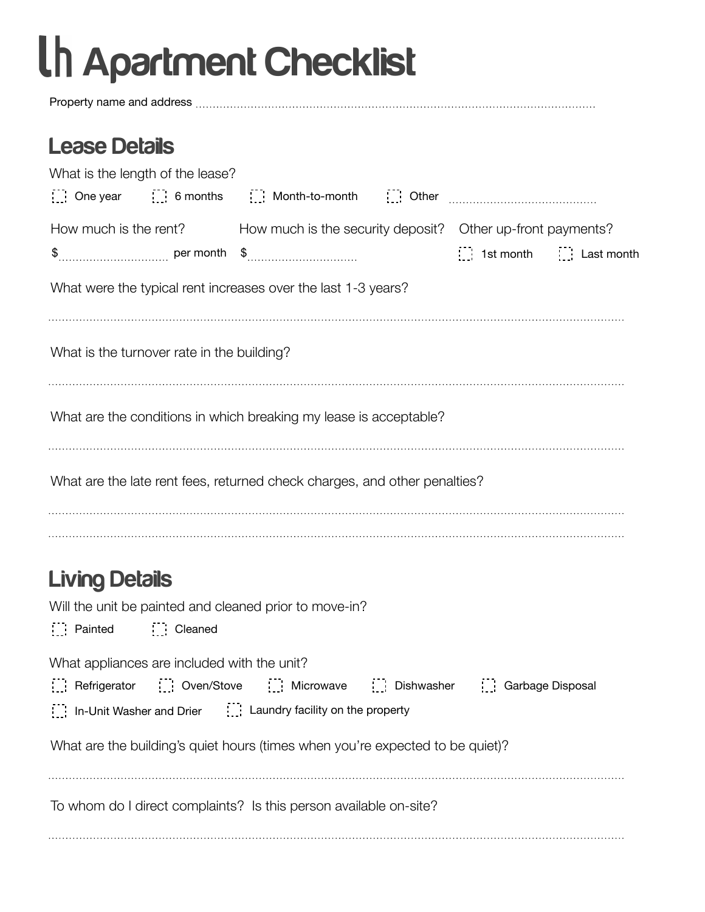# lh Apartment Checklist

Property name and address ..........................................................................................................................

## Lease Details

What is the length of the lease?

- [ ] One year
- [ ] 6 months
- [ ] Month-to-month
- [ ] Other ..........................................

How much is the rent?

$.............................. per month

How much is the security deposit?

$..............................

Other up-front payments?

- [ ] 1st month
- [ ] Last month

What were the typical rent increases over the last 1-3 years?

..........................................................................................................................................................

What is the turnover rate in the building?

..........................................................................................................................................................

What are the conditions in which breaking my lease is acceptable?

..........................................................................................................................................................

What are the late rent fees, returned check charges, and other penalties?

..........................................................................................................................................................

..........................................................................................................................................................

## Living Details

Will the unit be painted and cleaned prior to move-in?

- [ ] Painted
- [ ] Cleaned

What appliances are included with the unit?

- [ ] Refrigerator
- [ ] Oven/Stove
- [ ] Microwave
- [ ] Dishwasher
- [ ] Garbage Disposal
- [ ] In-Unit Washer and Drier
- [ ] Laundry facility on the property

What are the building's quiet hours (times when you're expected to be quiet)?

..........................................................................................................................................................

To whom do I direct complaints? Is this person available on-site?

..........................................................................................................................................................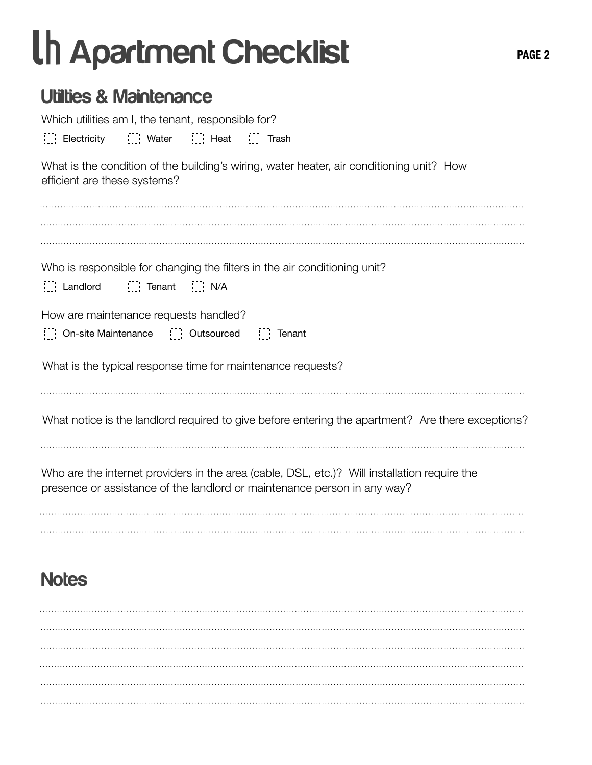# Apartment Checklist

## Utilities & Maintenance

Which utilities am I, the tenant, responsible for?

- [ ] Electricity
- [ ] Water
- [ ] Heat
- [ ] Trash

What is the condition of the building's wiring, water heater, air conditioning unit? How efficient are these systems?

.......................................................................................................................................

.......................................................................................................................................

.......................................................................................................................................

Who is responsible for changing the filters in the air conditioning unit?

- [ ] Landlord
- [ ] Tenant
- [ ] N/A

How are maintenance requests handled?

- [ ] On-site Maintenance
- [ ] Outsourced
- [ ] Tenant

What is the typical response time for maintenance requests?

.......................................................................................................................................

What notice is the landlord required to give before entering the apartment? Are there exceptions?

.......................................................................................................................................

Who are the internet providers in the area (cable, DSL, etc.)? Will installation require the presence or assistance of the landlord or maintenance person in any way?

.......................................................................................................................................

.......................................................................................................................................

## Notes

.......................................................................................................................................

.......................................................................................................................................

.......................................................................................................................................

.......................................................................................................................................

.......................................................................................................................................

.......................................................................................................................................